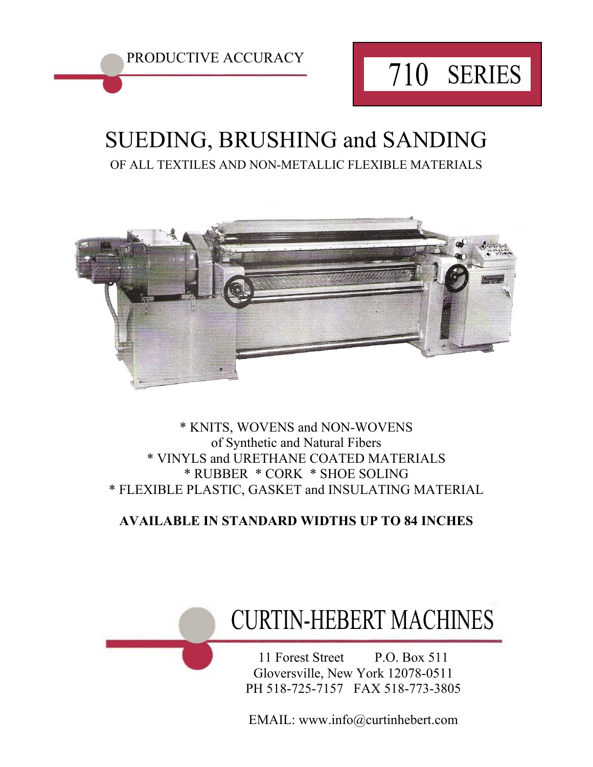PRODUCTIVE ACCURACY

# 710 SERIES

# SUEDING, BRUSHING and SANDING

OF ALL TEXTILES AND NON-METALLIC FLEXIBLE MATERIALS

* KNITS, WOVENS and NON-WOVENS
of Synthetic and Natural Fibers
* VINYLS and URETHANE COATED MATERIALS
* RUBBER * CORK * SHOE SOLING
* FLEXIBLE PLASTIC, GASKET and INSULATING MATERIAL

**AVAILABLE IN STANDARD WIDTHS UP TO 84 INCHES**

## CURTIN-HEBERT MACHINES

11 Forest Street P.O. Box 511
Gloversville, New York 12078-0511
PH 518-725-7157 FAX 518-773-3805

EMAIL: www.info@curtinhebert.com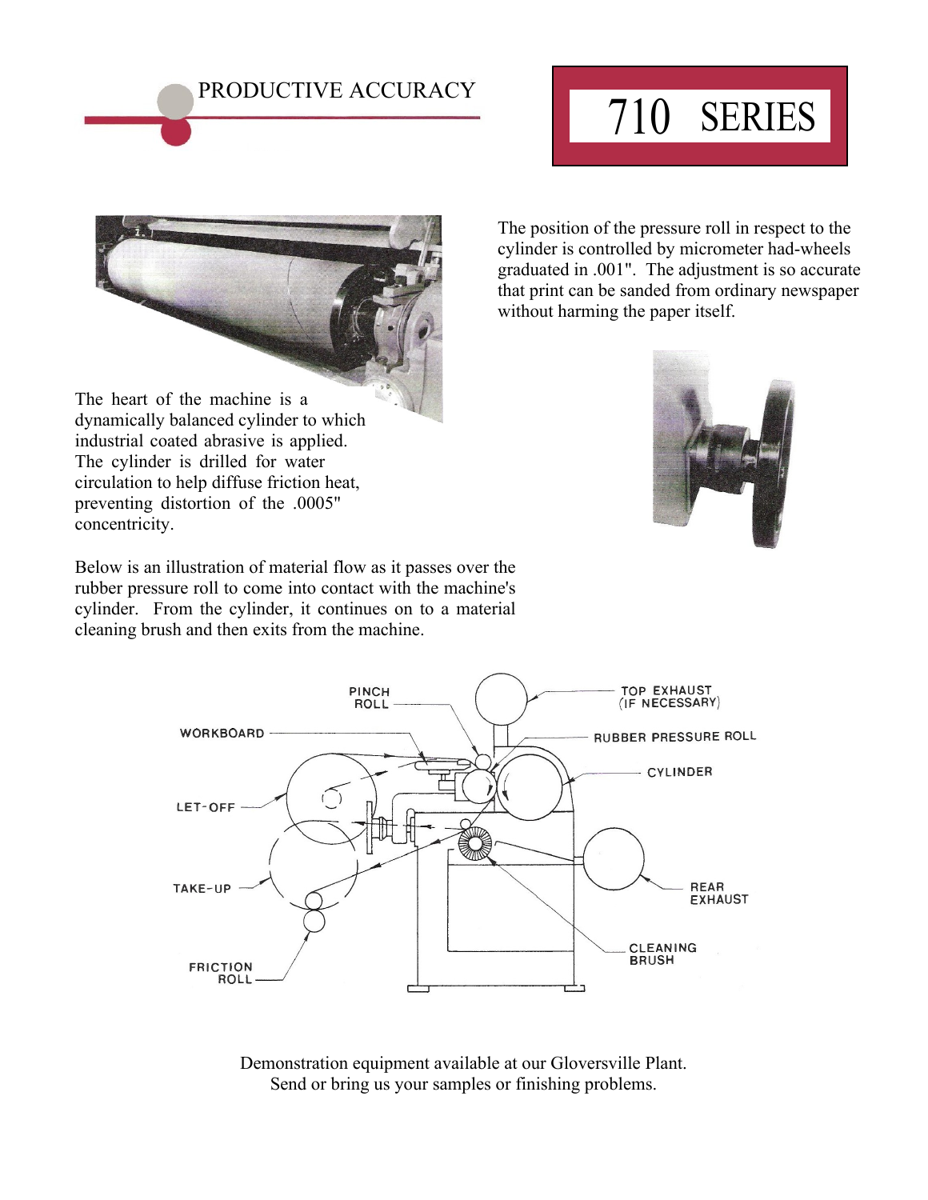PRODUCTIVE ACCURACY

# 710 SERIES

The position of the pressure roll in respect to the cylinder is controlled by micrometer had-wheels graduated in .001". The adjustment is so accurate that print can be sanded from ordinary newspaper without harming the paper itself.

The heart of the machine is a dynamically balanced cylinder to which industrial coated abrasive is applied. The cylinder is drilled for water circulation to help diffuse friction heat, preventing distortion of the .0005" concentricity.

Below is an illustration of material flow as it passes over the rubber pressure roll to come into contact with the machine's cylinder. From the cylinder, it continues on to a material cleaning brush and then exits from the machine.

PINCH ROLL
TOP EXHAUST (IF NECESSARY)
WORKBOARD
RUBBER PRESSURE ROLL
CYLINDER
LET-OFF
TAKE-UP
REAR EXHAUST
CLEANING BRUSH
FRICTION ROLL

Demonstration equipment available at our Gloversville Plant.
Send or bring us your samples or finishing problems.